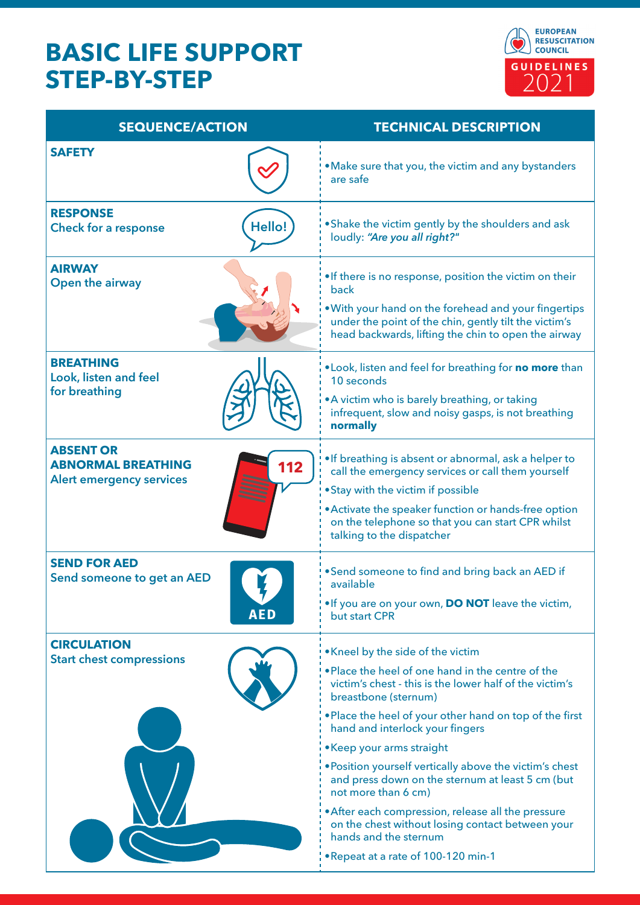# BASIC LIFE SUPPORT STEP-BY-STEP

EUROPEAN RESUSCITATION COUNCIL
GUIDELINES 2021

| SEQUENCE/ACTION | TECHNICAL DESCRIPTION |
|---|---|
| **SAFETY** | • Make sure that you, the victim and any bystanders are safe |
| **RESPONSE**<br>Check for a response | • Shake the victim gently by the shoulders and ask loudly: ***"Are you all right?"*** |
| **AIRWAY**<br>Open the airway | • If there is no response, position the victim on their back<br>• With your hand on the forehead and your fingertips under the point of the chin, gently tilt the victim's head backwards, lifting the chin to open the airway |
| **BREATHING**<br>Look, listen and feel for breathing | • Look, listen and feel for breathing for **no more** than 10 seconds<br>• A victim who is barely breathing, or taking infrequent, slow and noisy gasps, is not breathing **normally** |
| **ABSENT OR ABNORMAL BREATHING**<br>Alert emergency services | • If breathing is absent or abnormal, ask a helper to call the emergency services or call them yourself<br>• Stay with the victim if possible<br>• Activate the speaker function or hands-free option on the telephone so that you can start CPR whilst talking to the dispatcher |
| **SEND FOR AED**<br>Send someone to get an AED | • Send someone to find and bring back an AED if available<br>• If you are on your own, **DO NOT** leave the victim, but start CPR |
| **CIRCULATION**<br>Start chest compressions | • Kneel by the side of the victim<br>• Place the heel of one hand in the centre of the victim's chest - this is the lower half of the victim's breastbone (sternum)<br>• Place the heel of your other hand on top of the first hand and interlock your fingers<br>• Keep your arms straight<br>• Position yourself vertically above the victim's chest and press down on the sternum at least 5 cm (but not more than 6 cm)<br>• After each compression, release all the pressure on the chest without losing contact between your hands and the sternum<br>• Repeat at a rate of 100-120 min-1 |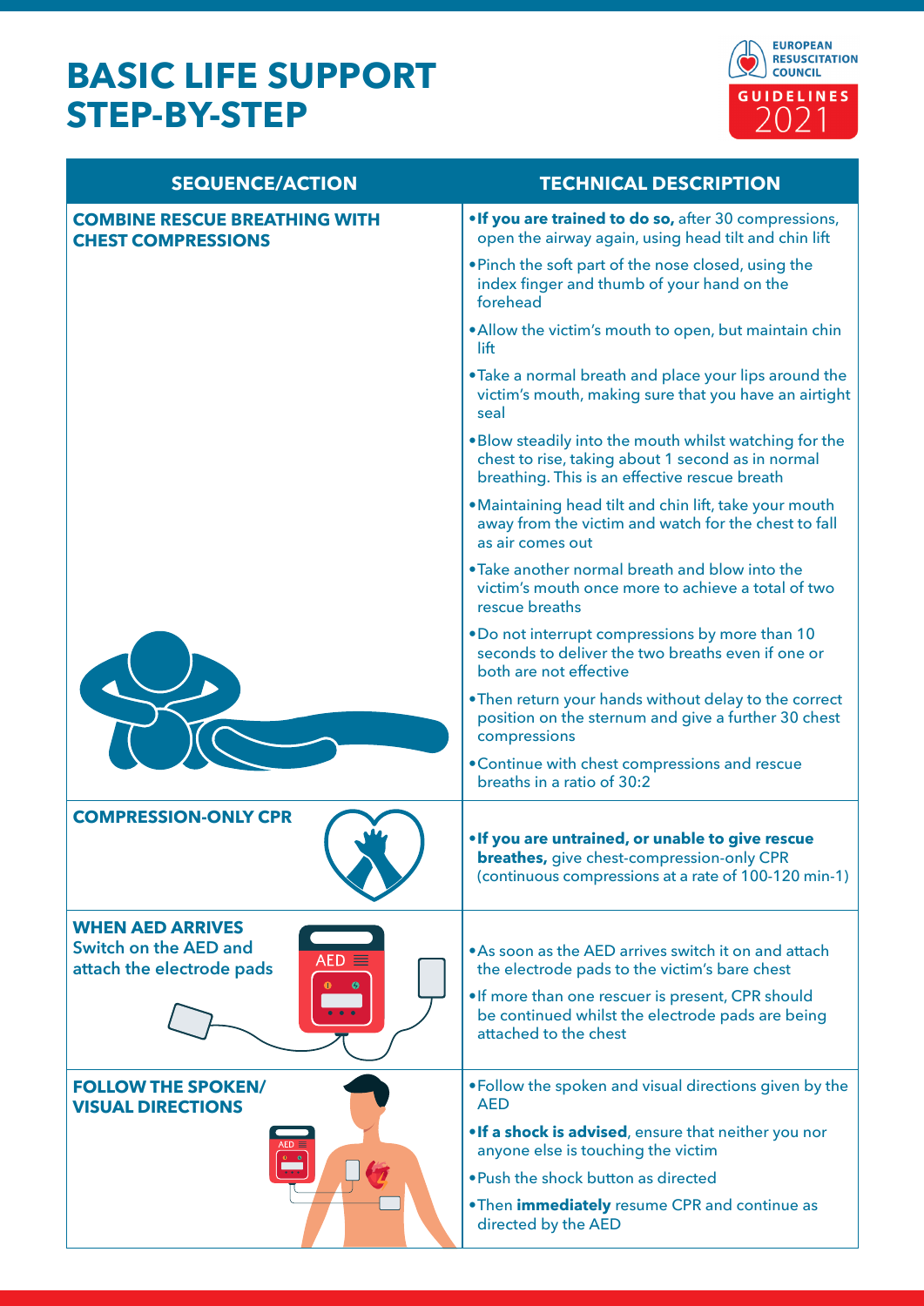# BASIC LIFE SUPPORT STEP-BY-STEP

EUROPEAN RESUSCITATION COUNCIL GUIDELINES 2021

| SEQUENCE/ACTION | TECHNICAL DESCRIPTION |
| --- | --- |
| **COMBINE RESCUE BREATHING WITH CHEST COMPRESSIONS** | • **If you are trained to do so,** after 30 compressions, open the airway again, using head tilt and chin lift<br>• Pinch the soft part of the nose closed, using the index finger and thumb of your hand on the forehead<br>• Allow the victim's mouth to open, but maintain chin lift<br>• Take a normal breath and place your lips around the victim's mouth, making sure that you have an airtight seal<br>• Blow steadily into the mouth whilst watching for the chest to rise, taking about 1 second as in normal breathing. This is an effective rescue breath<br>• Maintaining head tilt and chin lift, take your mouth away from the victim and watch for the chest to fall as air comes out<br>• Take another normal breath and blow into the victim's mouth once more to achieve a total of two rescue breaths<br>• Do not interrupt compressions by more than 10 seconds to deliver the two breaths even if one or both are not effective<br>• Then return your hands without delay to the correct position on the sternum and give a further 30 chest compressions<br>• Continue with chest compressions and rescue breaths in a ratio of 30:2 |
| **COMPRESSION-ONLY CPR** | • **If you are untrained, or unable to give rescue breathes,** give chest-compression-only CPR (continuous compressions at a rate of 100-120 min-1) |
| **WHEN AED ARRIVES**<br>**Switch on the AED and attach the electrode pads** | • As soon as the AED arrives switch it on and attach the electrode pads to the victim's bare chest<br>• If more than one rescuer is present, CPR should be continued whilst the electrode pads are being attached to the chest |
| **FOLLOW THE SPOKEN/ VISUAL DIRECTIONS** | • Follow the spoken and visual directions given by the AED<br>• **If a shock is advised**, ensure that neither you nor anyone else is touching the victim<br>• Push the shock button as directed<br>• Then **immediately** resume CPR and continue as directed by the AED |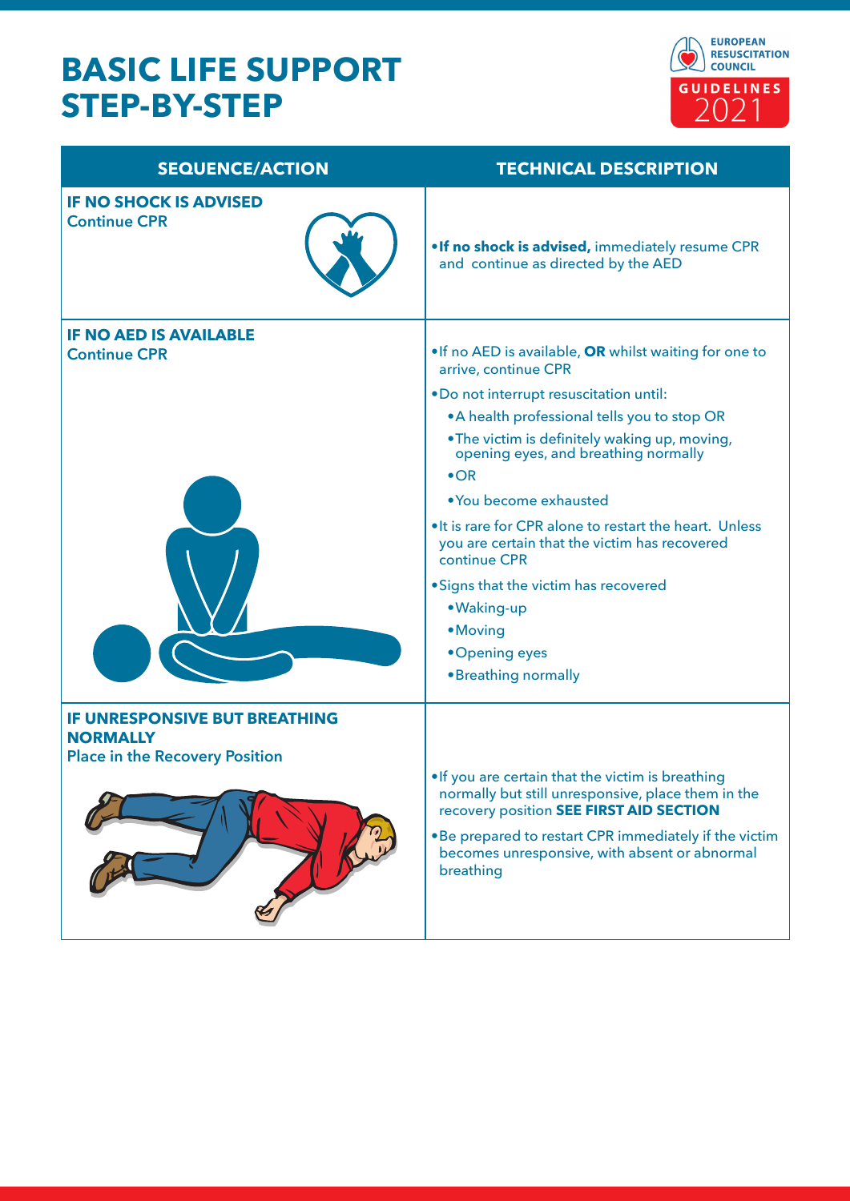# BASIC LIFE SUPPORT STEP-BY-STEP

EUROPEAN RESUSCITATION COUNCIL
GUIDELINES 2021

| SEQUENCE/ACTION | TECHNICAL DESCRIPTION |
| --- | --- |
| **IF NO SHOCK IS ADVISED**<br>Continue CPR | • **If no shock is advised,** immediately resume CPR and continue as directed by the AED |
| **IF NO AED IS AVAILABLE**<br>Continue CPR | • If no AED is available, **OR** whilst waiting for one to arrive, continue CPR<br>• Do not interrupt resuscitation until:<br>• A health professional tells you to stop OR<br>• The victim is definitely waking up, moving, opening eyes, and breathing normally<br>• OR<br>• You become exhausted<br>• It is rare for CPR alone to restart the heart. Unless you are certain that the victim has recovered continue CPR<br>• Signs that the victim has recovered<br>• Waking-up<br>• Moving<br>• Opening eyes<br>• Breathing normally |
| **IF UNRESPONSIVE BUT BREATHING NORMALLY**<br>Place in the Recovery Position | • If you are certain that the victim is breathing normally but still unresponsive, place them in the recovery position **SEE FIRST AID SECTION**<br>• Be prepared to restart CPR immediately if the victim becomes unresponsive, with absent or abnormal breathing |